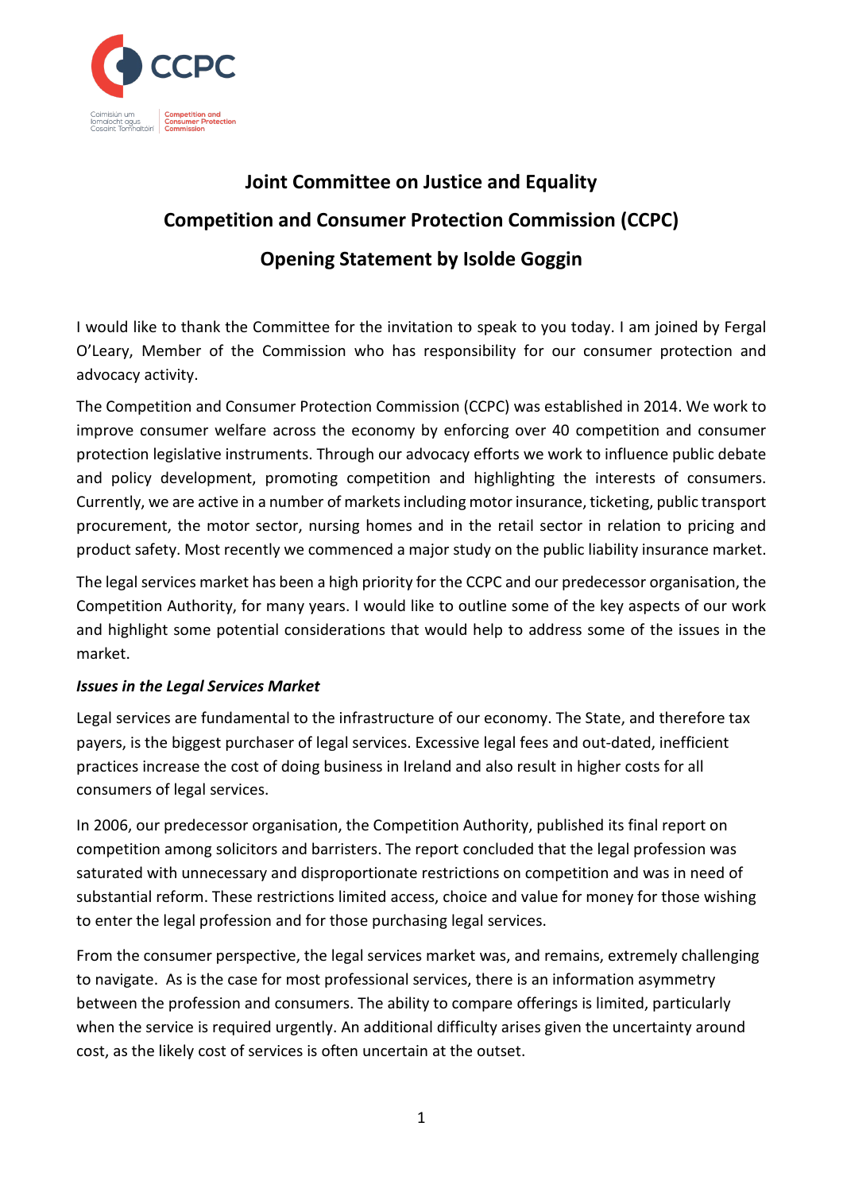# Joint Committee on Justice and Equality

## Competition and Consumer Protection Commission (CCPC)

## Opening Statement by Isolde Goggin

I would like to thank the Committee for the invitation to speak to you today. I am joined by Fergal O'Leary, Member of the Commission who has responsibility for our consumer protection and advocacy activity.

The Competition and Consumer Protection Commission (CCPC) was established in 2014. We work to improve consumer welfare across the economy by enforcing over 40 competition and consumer protection legislative instruments. Through our advocacy efforts we work to influence public debate and policy development, promoting competition and highlighting the interests of consumers. Currently, we are active in a number of markets including motor insurance, ticketing, public transport procurement, the motor sector, nursing homes and in the retail sector in relation to pricing and product safety. Most recently we commenced a major study on the public liability insurance market.

The legal services market has been a high priority for the CCPC and our predecessor organisation, the Competition Authority, for many years. I would like to outline some of the key aspects of our work and highlight some potential considerations that would help to address some of the issues in the market.

***Issues in the Legal Services Market***

Legal services are fundamental to the infrastructure of our economy. The State, and therefore tax payers, is the biggest purchaser of legal services. Excessive legal fees and out-dated, inefficient practices increase the cost of doing business in Ireland and also result in higher costs for all consumers of legal services.

In 2006, our predecessor organisation, the Competition Authority, published its final report on competition among solicitors and barristers. The report concluded that the legal profession was saturated with unnecessary and disproportionate restrictions on competition and was in need of substantial reform. These restrictions limited access, choice and value for money for those wishing to enter the legal profession and for those purchasing legal services.

From the consumer perspective, the legal services market was, and remains, extremely challenging to navigate. As is the case for most professional services, there is an information asymmetry between the profession and consumers. The ability to compare offerings is limited, particularly when the service is required urgently. An additional difficulty arises given the uncertainty around cost, as the likely cost of services is often uncertain at the outset.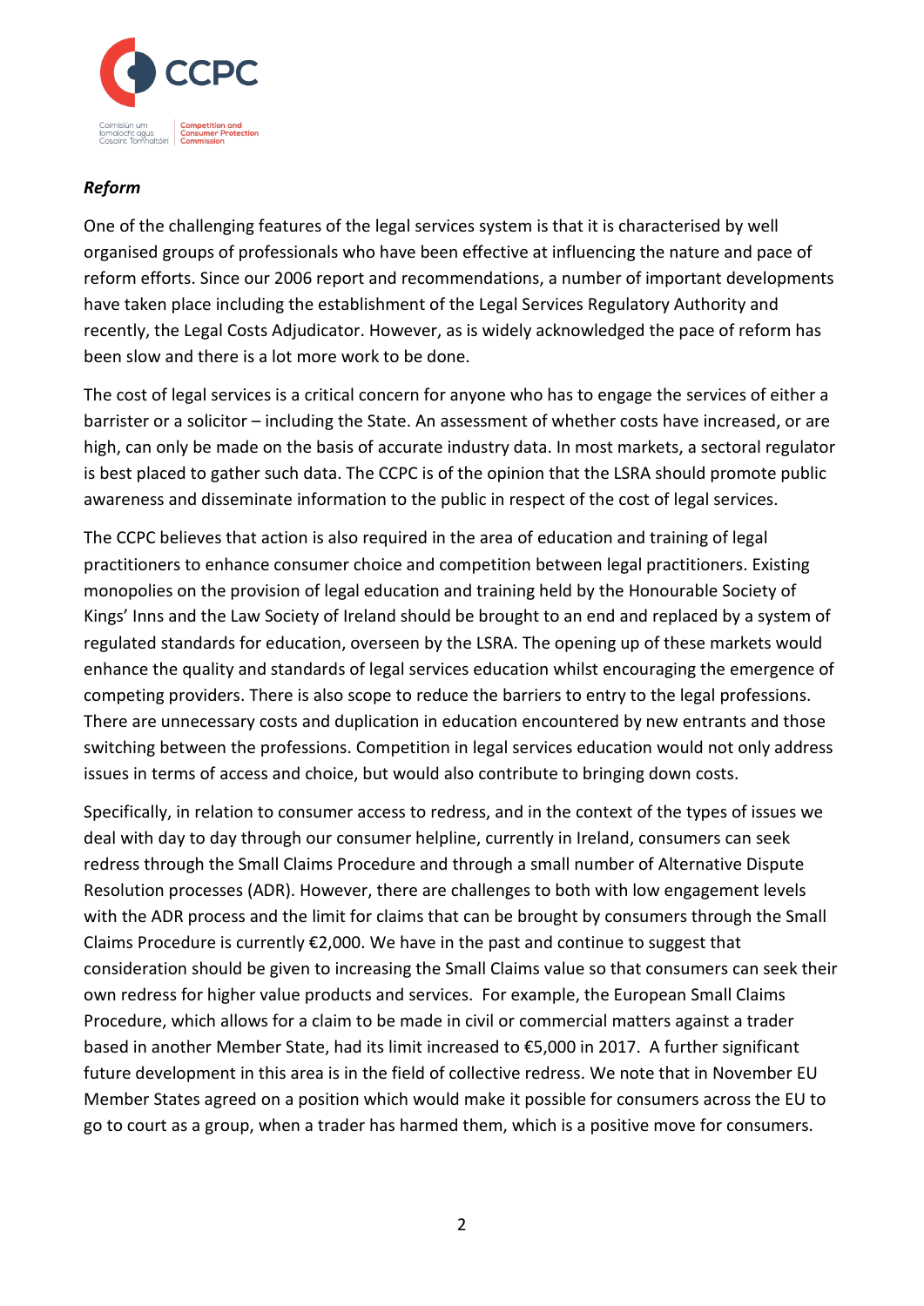***Reform***

One of the challenging features of the legal services system is that it is characterised by well organised groups of professionals who have been effective at influencing the nature and pace of reform efforts. Since our 2006 report and recommendations, a number of important developments have taken place including the establishment of the Legal Services Regulatory Authority and recently, the Legal Costs Adjudicator. However, as is widely acknowledged the pace of reform has been slow and there is a lot more work to be done.

The cost of legal services is a critical concern for anyone who has to engage the services of either a barrister or a solicitor – including the State. An assessment of whether costs have increased, or are high, can only be made on the basis of accurate industry data. In most markets, a sectoral regulator is best placed to gather such data. The CCPC is of the opinion that the LSRA should promote public awareness and disseminate information to the public in respect of the cost of legal services.

The CCPC believes that action is also required in the area of education and training of legal practitioners to enhance consumer choice and competition between legal practitioners. Existing monopolies on the provision of legal education and training held by the Honourable Society of Kings' Inns and the Law Society of Ireland should be brought to an end and replaced by a system of regulated standards for education, overseen by the LSRA. The opening up of these markets would enhance the quality and standards of legal services education whilst encouraging the emergence of competing providers. There is also scope to reduce the barriers to entry to the legal professions. There are unnecessary costs and duplication in education encountered by new entrants and those switching between the professions. Competition in legal services education would not only address issues in terms of access and choice, but would also contribute to bringing down costs.

Specifically, in relation to consumer access to redress, and in the context of the types of issues we deal with day to day through our consumer helpline, currently in Ireland, consumers can seek redress through the Small Claims Procedure and through a small number of Alternative Dispute Resolution processes (ADR). However, there are challenges to both with low engagement levels with the ADR process and the limit for claims that can be brought by consumers through the Small Claims Procedure is currently €2,000. We have in the past and continue to suggest that consideration should be given to increasing the Small Claims value so that consumers can seek their own redress for higher value products and services. For example, the European Small Claims Procedure, which allows for a claim to be made in civil or commercial matters against a trader based in another Member State, had its limit increased to €5,000 in 2017. A further significant future development in this area is in the field of collective redress. We note that in November EU Member States agreed on a position which would make it possible for consumers across the EU to go to court as a group, when a trader has harmed them, which is a positive move for consumers.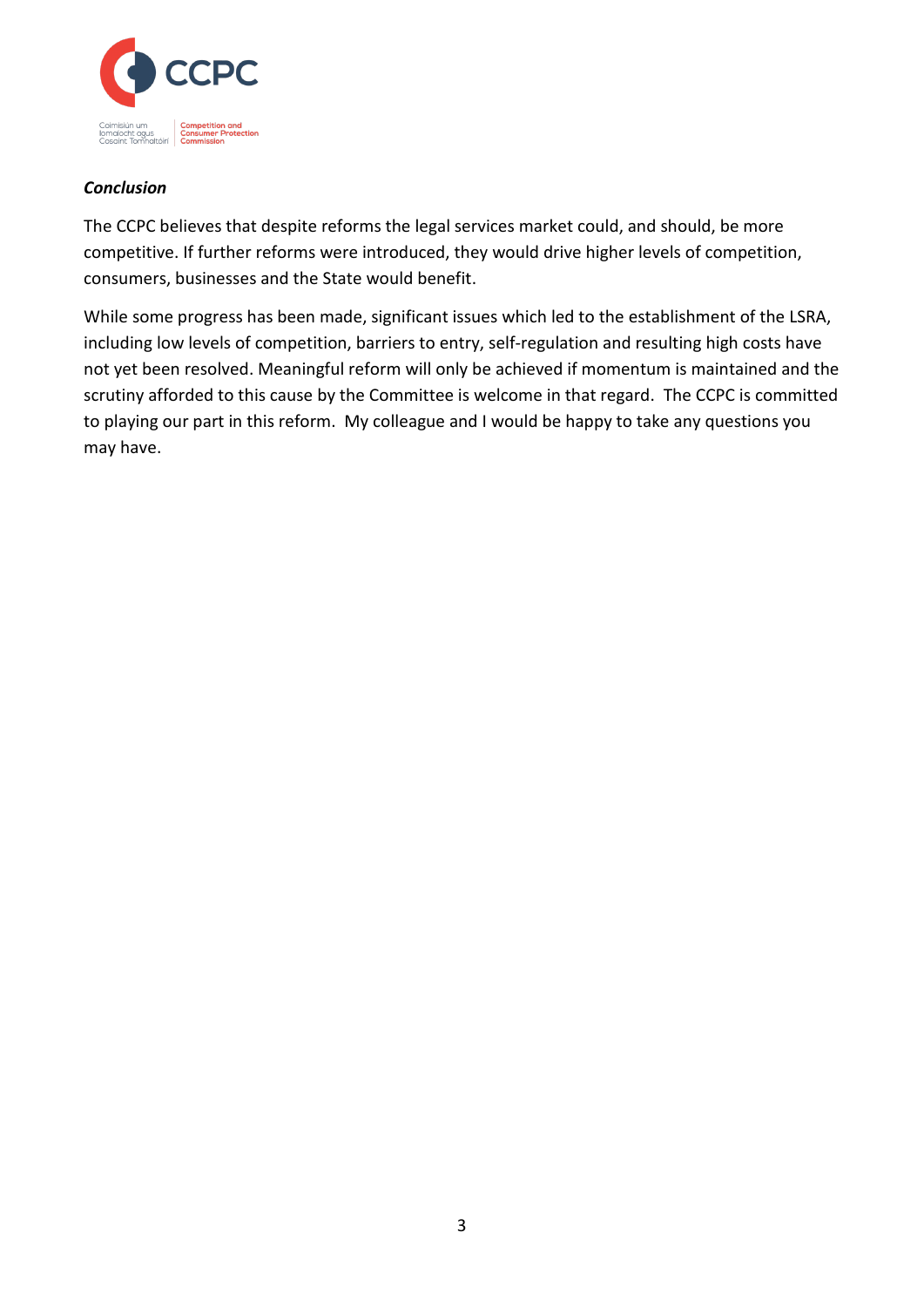***Conclusion***

The CCPC believes that despite reforms the legal services market could, and should, be more competitive. If further reforms were introduced, they would drive higher levels of competition, consumers, businesses and the State would benefit.

While some progress has been made, significant issues which led to the establishment of the LSRA, including low levels of competition, barriers to entry, self-regulation and resulting high costs have not yet been resolved. Meaningful reform will only be achieved if momentum is maintained and the scrutiny afforded to this cause by the Committee is welcome in that regard. The CCPC is committed to playing our part in this reform. My colleague and I would be happy to take any questions you may have.